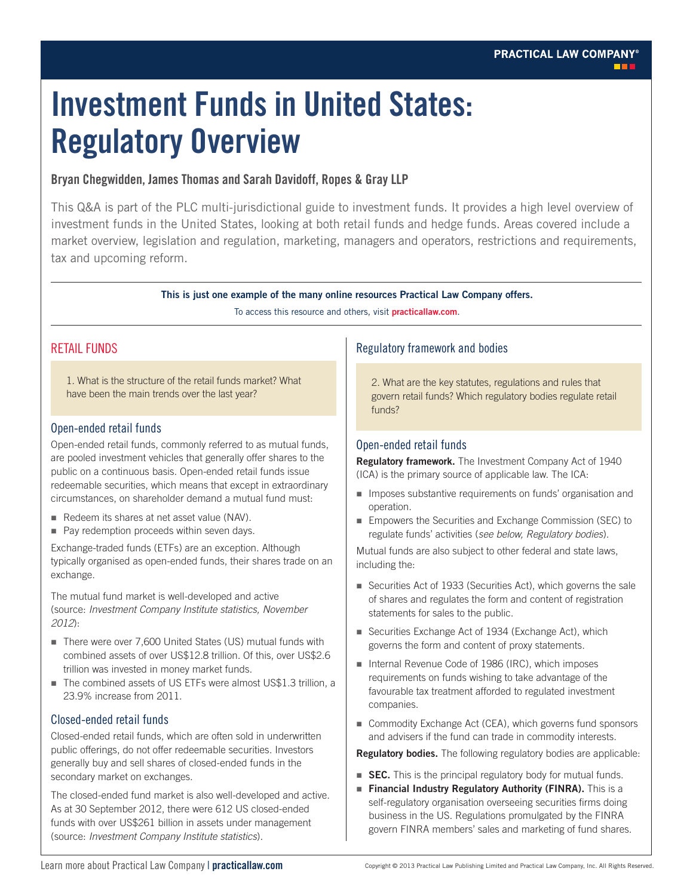# Investment Funds in United States: Regulatory Overview

**Bryan Chegwidden, James Thomas and Sarah Davidoff, Ropes & Gray LLP**

This Q&A is part of the PLC multi-jurisdictional guide to investment funds. It provides a high level overview of investment funds in the United States, looking at both retail funds and hedge funds. Areas covered include a market overview, legislation and regulation, marketing, managers and operators, restrictions and requirements, tax and upcoming reform.

**This is just one example of the many online resources Practical Law Company offers.**

To access this resource and others, visit **practicallaw.com**.

## RETAIL FUNDS

1. What is the structure of the retail funds market? What have been the main trends over the last year?

### Open-ended retail funds

Open-ended retail funds, commonly referred to as mutual funds, are pooled investment vehicles that generally offer shares to the public on a continuous basis. Open-ended retail funds issue redeemable securities, which means that except in extraordinary circumstances, on shareholder demand a mutual fund must:

- Redeem its shares at net asset value (NAV).
- Pay redemption proceeds within seven days.

Exchange-traded funds (ETFs) are an exception. Although typically organised as open-ended funds, their shares trade on an exchange.

The mutual fund market is well-developed and active (source: *Investment Company Institute statistics, November 2012*):

- There were over 7,600 United States (US) mutual funds with combined assets of over US$12.8 trillion. Of this, over US$2.6 trillion was invested in money market funds.
- The combined assets of US ETFs were almost US$1.3 trillion, a 23.9% increase from 2011.

### Closed-ended retail funds

Closed-ended retail funds, which are often sold in underwritten public offerings, do not offer redeemable securities. Investors generally buy and sell shares of closed-ended funds in the secondary market on exchanges.

The closed-ended fund market is also well-developed and active. As at 30 September 2012, there were 612 US closed-ended funds with over US$261 billion in assets under management (source: *Investment Company Institute statistics*).

## Regulatory framework and bodies

2. What are the key statutes, regulations and rules that govern retail funds? Which regulatory bodies regulate retail funds?

### Open-ended retail funds

**Regulatory framework.** The Investment Company Act of 1940 (ICA) is the primary source of applicable law. The ICA:

- Imposes substantive requirements on funds' organisation and operation.
- Empowers the Securities and Exchange Commission (SEC) to regulate funds' activities (*see below, Regulatory bodies*).

Mutual funds are also subject to other federal and state laws, including the:

- Securities Act of 1933 (Securities Act), which governs the sale of shares and regulates the form and content of registration statements for sales to the public.
- Securities Exchange Act of 1934 (Exchange Act), which governs the form and content of proxy statements.
- Internal Revenue Code of 1986 (IRC), which imposes requirements on funds wishing to take advantage of the favourable tax treatment afforded to regulated investment companies.
- Commodity Exchange Act (CEA), which governs fund sponsors and advisers if the fund can trade in commodity interests.

**Regulatory bodies.** The following regulatory bodies are applicable:

- **SEC.** This is the principal regulatory body for mutual funds.
- **Financial Industry Regulatory Authority (FINRA).** This is a self-regulatory organisation overseeing securities firms doing business in the US. Regulations promulgated by the FINRA govern FINRA members' sales and marketing of fund shares.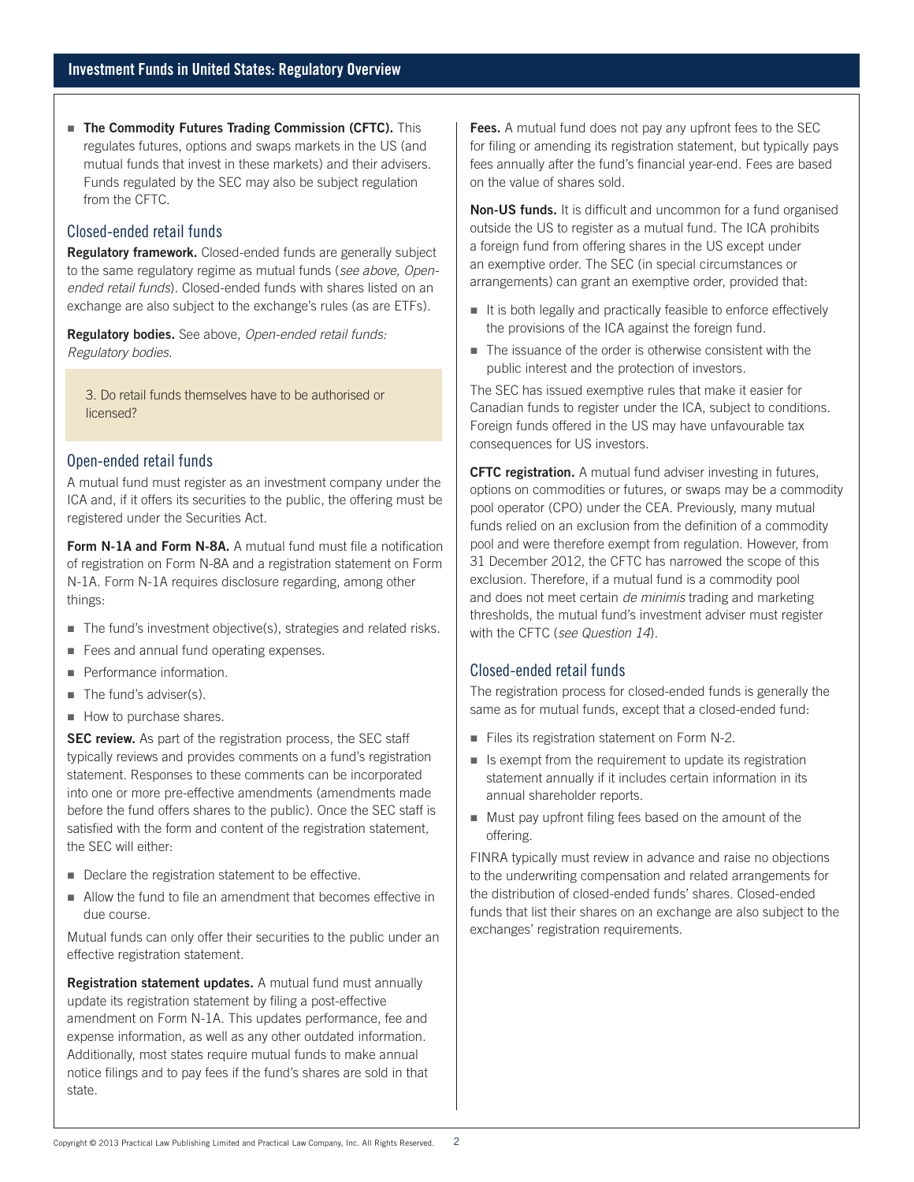- **The Commodity Futures Trading Commission (CFTC).** This regulates futures, options and swaps markets in the US (and mutual funds that invest in these markets) and their advisers. Funds regulated by the SEC may also be subject regulation from the CFTC.

### Closed-ended retail funds

**Regulatory framework.** Closed-ended funds are generally subject to the same regulatory regime as mutual funds (*see above, Open-ended retail funds*). Closed-ended funds with shares listed on an exchange are also subject to the exchange's rules (as are ETFs).

**Regulatory bodies.** See above, *Open-ended retail funds: Regulatory bodies*.

## 3. Do retail funds themselves have to be authorised or licensed?

### Open-ended retail funds

A mutual fund must register as an investment company under the ICA and, if it offers its securities to the public, the offering must be registered under the Securities Act.

**Form N-1A and Form N-8A.** A mutual fund must file a notification of registration on Form N-8A and a registration statement on Form N-1A. Form N-1A requires disclosure regarding, among other things:

- The fund's investment objective(s), strategies and related risks.
- Fees and annual fund operating expenses.
- Performance information.
- The fund's adviser(s).
- How to purchase shares.

**SEC review.** As part of the registration process, the SEC staff typically reviews and provides comments on a fund's registration statement. Responses to these comments can be incorporated into one or more pre-effective amendments (amendments made before the fund offers shares to the public). Once the SEC staff is satisfied with the form and content of the registration statement, the SEC will either:

- Declare the registration statement to be effective.
- Allow the fund to file an amendment that becomes effective in due course.

Mutual funds can only offer their securities to the public under an effective registration statement.

**Registration statement updates.** A mutual fund must annually update its registration statement by filing a post-effective amendment on Form N-1A. This updates performance, fee and expense information, as well as any other outdated information. Additionally, most states require mutual funds to make annual notice filings and to pay fees if the fund's shares are sold in that state.

**Fees.** A mutual fund does not pay any upfront fees to the SEC for filing or amending its registration statement, but typically pays fees annually after the fund's financial year-end. Fees are based on the value of shares sold.

**Non-US funds.** It is difficult and uncommon for a fund organised outside the US to register as a mutual fund. The ICA prohibits a foreign fund from offering shares in the US except under an exemptive order. The SEC (in special circumstances or arrangements) can grant an exemptive order, provided that:

- It is both legally and practically feasible to enforce effectively the provisions of the ICA against the foreign fund.
- The issuance of the order is otherwise consistent with the public interest and the protection of investors.

The SEC has issued exemptive rules that make it easier for Canadian funds to register under the ICA, subject to conditions. Foreign funds offered in the US may have unfavourable tax consequences for US investors.

**CFTC registration.** A mutual fund adviser investing in futures, options on commodities or futures, or swaps may be a commodity pool operator (CPO) under the CEA. Previously, many mutual funds relied on an exclusion from the definition of a commodity pool and were therefore exempt from regulation. However, from 31 December 2012, the CFTC has narrowed the scope of this exclusion. Therefore, if a mutual fund is a commodity pool and does not meet certain *de minimis* trading and marketing thresholds, the mutual fund's investment adviser must register with the CFTC (*see Question 14*).

### Closed-ended retail funds

The registration process for closed-ended funds is generally the same as for mutual funds, except that a closed-ended fund:

- Files its registration statement on Form N-2.
- Is exempt from the requirement to update its registration statement annually if it includes certain information in its annual shareholder reports.
- Must pay upfront filing fees based on the amount of the offering.

FINRA typically must review in advance and raise no objections to the underwriting compensation and related arrangements for the distribution of closed-ended funds' shares. Closed-ended funds that list their shares on an exchange are also subject to the exchanges' registration requirements.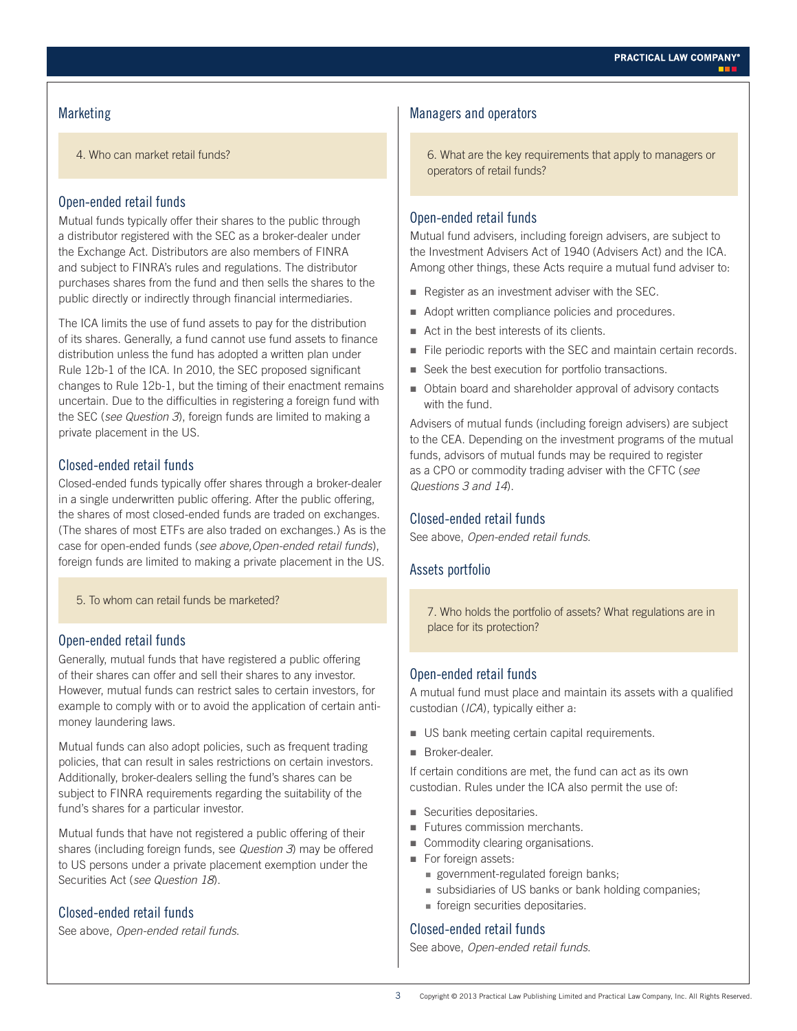## Marketing

**4. Who can market retail funds?**

### Open-ended retail funds

Mutual funds typically offer their shares to the public through a distributor registered with the SEC as a broker-dealer under the Exchange Act. Distributors are also members of FINRA and subject to FINRA's rules and regulations. The distributor purchases shares from the fund and then sells the shares to the public directly or indirectly through financial intermediaries.

The ICA limits the use of fund assets to pay for the distribution of its shares. Generally, a fund cannot use fund assets to finance distribution unless the fund has adopted a written plan under Rule 12b-1 of the ICA. In 2010, the SEC proposed significant changes to Rule 12b-1, but the timing of their enactment remains uncertain. Due to the difficulties in registering a foreign fund with the SEC (*see Question 3*), foreign funds are limited to making a private placement in the US.

### Closed-ended retail funds

Closed-ended funds typically offer shares through a broker-dealer in a single underwritten public offering. After the public offering, the shares of most closed-ended funds are traded on exchanges. (The shares of most ETFs are also traded on exchanges.) As is the case for open-ended funds (*see above,Open-ended retail funds*), foreign funds are limited to making a private placement in the US.

**5. To whom can retail funds be marketed?**

### Open-ended retail funds

Generally, mutual funds that have registered a public offering of their shares can offer and sell their shares to any investor. However, mutual funds can restrict sales to certain investors, for example to comply with or to avoid the application of certain anti-money laundering laws.

Mutual funds can also adopt policies, such as frequent trading policies, that can result in sales restrictions on certain investors. Additionally, broker-dealers selling the fund's shares can be subject to FINRA requirements regarding the suitability of the fund's shares for a particular investor.

Mutual funds that have not registered a public offering of their shares (including foreign funds, see *Question 3*) may be offered to US persons under a private placement exemption under the Securities Act (*see Question 18*).

### Closed-ended retail funds

See above, *Open-ended retail funds.*

## Managers and operators

**6. What are the key requirements that apply to managers or operators of retail funds?**

### Open-ended retail funds

Mutual fund advisers, including foreign advisers, are subject to the Investment Advisers Act of 1940 (Advisers Act) and the ICA. Among other things, these Acts require a mutual fund adviser to:

- Register as an investment adviser with the SEC.
- Adopt written compliance policies and procedures.
- Act in the best interests of its clients.
- File periodic reports with the SEC and maintain certain records.
- Seek the best execution for portfolio transactions.
- Obtain board and shareholder approval of advisory contacts with the fund.

Advisers of mutual funds (including foreign advisers) are subject to the CEA. Depending on the investment programs of the mutual funds, advisors of mutual funds may be required to register as a CPO or commodity trading adviser with the CFTC (*see Questions 3 and 14*).

### Closed-ended retail funds

See above, *Open-ended retail funds.*

## Assets portfolio

**7. Who holds the portfolio of assets? What regulations are in place for its protection?**

### Open-ended retail funds

A mutual fund must place and maintain its assets with a qualified custodian (*ICA*), typically either a:

- US bank meeting certain capital requirements.
- Broker-dealer.

If certain conditions are met, the fund can act as its own custodian. Rules under the ICA also permit the use of:

- Securities depositaries.
- Futures commission merchants.
- Commodity clearing organisations.
- For foreign assets:
  - government-regulated foreign banks;
  - subsidiaries of US banks or bank holding companies;
  - foreign securities depositaries.

### Closed-ended retail funds

See above, *Open-ended retail funds.*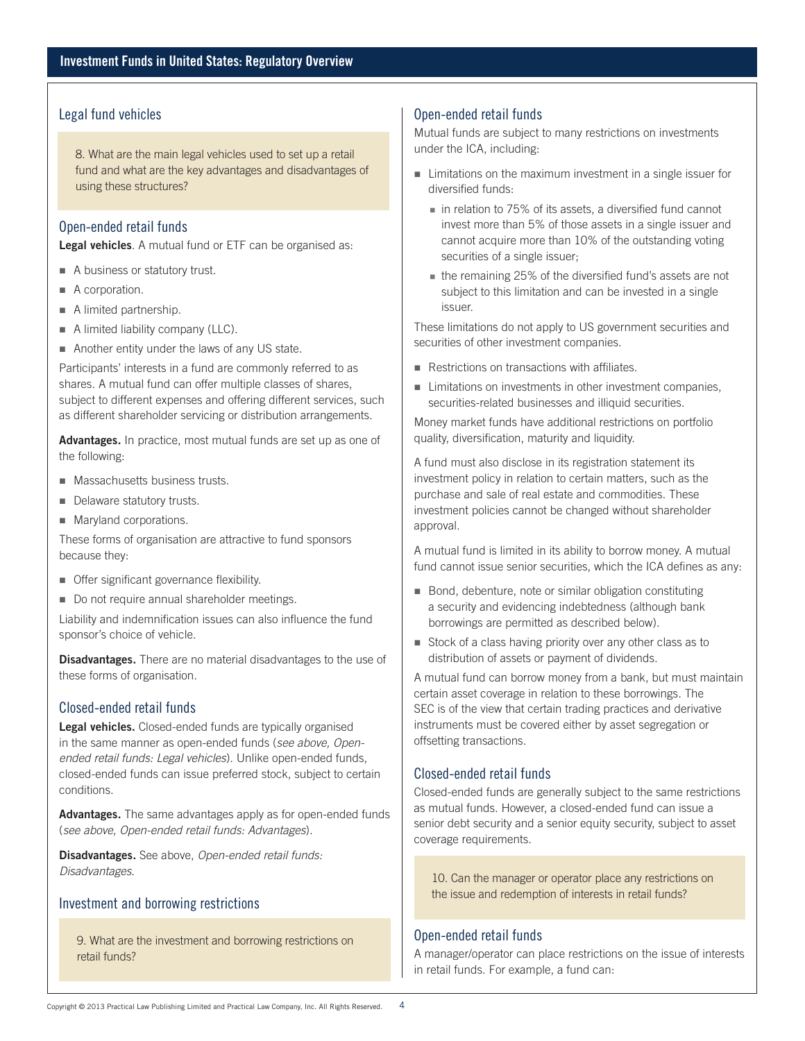## Legal fund vehicles

8. What are the main legal vehicles used to set up a retail fund and what are the key advantages and disadvantages of using these structures?

### Open-ended retail funds

**Legal vehicles**. A mutual fund or ETF can be organised as:

- A business or statutory trust.
- A corporation.
- A limited partnership.
- A limited liability company (LLC).
- Another entity under the laws of any US state.

Participants' interests in a fund are commonly referred to as shares. A mutual fund can offer multiple classes of shares, subject to different expenses and offering different services, such as different shareholder servicing or distribution arrangements.

**Advantages.** In practice, most mutual funds are set up as one of the following:

- Massachusetts business trusts.
- Delaware statutory trusts.
- Maryland corporations.

These forms of organisation are attractive to fund sponsors because they:

- Offer significant governance flexibility.
- Do not require annual shareholder meetings.

Liability and indemnification issues can also influence the fund sponsor's choice of vehicle.

**Disadvantages.** There are no material disadvantages to the use of these forms of organisation.

### Closed-ended retail funds

**Legal vehicles.** Closed-ended funds are typically organised in the same manner as open-ended funds (*see above, Open-ended retail funds: Legal vehicles*). Unlike open-ended funds, closed-ended funds can issue preferred stock, subject to certain conditions.

**Advantages.** The same advantages apply as for open-ended funds (*see above, Open-ended retail funds: Advantages*).

**Disadvantages.** See above, *Open-ended retail funds: Disadvantages.*

## Investment and borrowing restrictions

9. What are the investment and borrowing restrictions on retail funds?

### Open-ended retail funds

Mutual funds are subject to many restrictions on investments under the ICA, including:

- Limitations on the maximum investment in a single issuer for diversified funds:
  - in relation to 75% of its assets, a diversified fund cannot invest more than 5% of those assets in a single issuer and cannot acquire more than 10% of the outstanding voting securities of a single issuer;
  - the remaining 25% of the diversified fund's assets are not subject to this limitation and can be invested in a single issuer.

These limitations do not apply to US government securities and securities of other investment companies.

- Restrictions on transactions with affiliates.
- Limitations on investments in other investment companies, securities-related businesses and illiquid securities.

Money market funds have additional restrictions on portfolio quality, diversification, maturity and liquidity.

A fund must also disclose in its registration statement its investment policy in relation to certain matters, such as the purchase and sale of real estate and commodities. These investment policies cannot be changed without shareholder approval.

A mutual fund is limited in its ability to borrow money. A mutual fund cannot issue senior securities, which the ICA defines as any:

- Bond, debenture, note or similar obligation constituting a security and evidencing indebtedness (although bank borrowings are permitted as described below).
- Stock of a class having priority over any other class as to distribution of assets or payment of dividends.

A mutual fund can borrow money from a bank, but must maintain certain asset coverage in relation to these borrowings. The SEC is of the view that certain trading practices and derivative instruments must be covered either by asset segregation or offsetting transactions.

### Closed-ended retail funds

Closed-ended funds are generally subject to the same restrictions as mutual funds. However, a closed-ended fund can issue a senior debt security and a senior equity security, subject to asset coverage requirements.

10. Can the manager or operator place any restrictions on the issue and redemption of interests in retail funds?

### Open-ended retail funds

A manager/operator can place restrictions on the issue of interests in retail funds. For example, a fund can: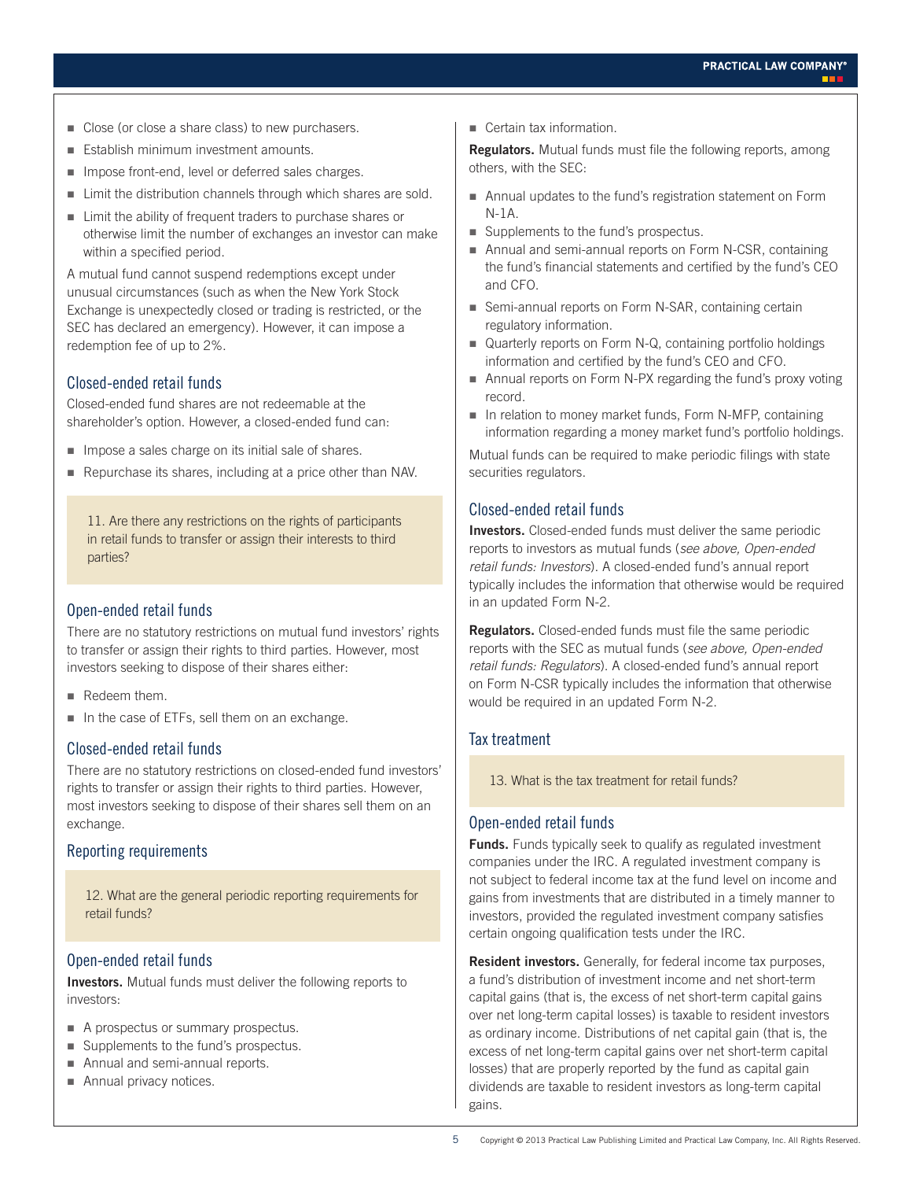- Close (or close a share class) to new purchasers.
- Establish minimum investment amounts.
- Impose front-end, level or deferred sales charges.
- Limit the distribution channels through which shares are sold.
- Limit the ability of frequent traders to purchase shares or otherwise limit the number of exchanges an investor can make within a specified period.

A mutual fund cannot suspend redemptions except under unusual circumstances (such as when the New York Stock Exchange is unexpectedly closed or trading is restricted, or the SEC has declared an emergency). However, it can impose a redemption fee of up to 2%.

### Closed-ended retail funds

Closed-ended fund shares are not redeemable at the shareholder's option. However, a closed-ended fund can:

- Impose a sales charge on its initial sale of shares.
- Repurchase its shares, including at a price other than NAV.

> 11. Are there any restrictions on the rights of participants in retail funds to transfer or assign their interests to third parties?

### Open-ended retail funds

There are no statutory restrictions on mutual fund investors' rights to transfer or assign their rights to third parties. However, most investors seeking to dispose of their shares either:

- Redeem them.
- In the case of ETFs, sell them on an exchange.

### Closed-ended retail funds

There are no statutory restrictions on closed-ended fund investors' rights to transfer or assign their rights to third parties. However, most investors seeking to dispose of their shares sell them on an exchange.

## Reporting requirements

> 12. What are the general periodic reporting requirements for retail funds?

### Open-ended retail funds

**Investors.** Mutual funds must deliver the following reports to investors:

- A prospectus or summary prospectus.
- Supplements to the fund's prospectus.
- Annual and semi-annual reports.
- Annual privacy notices.
- Certain tax information.

**Regulators.** Mutual funds must file the following reports, among others, with the SEC:

- Annual updates to the fund's registration statement on Form N-1A.
- Supplements to the fund's prospectus.
- Annual and semi-annual reports on Form N-CSR, containing the fund's financial statements and certified by the fund's CEO and CFO.
- Semi-annual reports on Form N-SAR, containing certain regulatory information.
- Quarterly reports on Form N-Q, containing portfolio holdings information and certified by the fund's CEO and CFO.
- Annual reports on Form N-PX regarding the fund's proxy voting record.
- In relation to money market funds, Form N-MFP, containing information regarding a money market fund's portfolio holdings.

Mutual funds can be required to make periodic filings with state securities regulators.

### Closed-ended retail funds

**Investors.** Closed-ended funds must deliver the same periodic reports to investors as mutual funds (*see above, Open-ended retail funds: Investors*). A closed-ended fund's annual report typically includes the information that otherwise would be required in an updated Form N-2.

**Regulators.** Closed-ended funds must file the same periodic reports with the SEC as mutual funds (*see above, Open-ended retail funds: Regulators*). A closed-ended fund's annual report on Form N-CSR typically includes the information that otherwise would be required in an updated Form N-2.

## Tax treatment

> 13. What is the tax treatment for retail funds?

### Open-ended retail funds

**Funds.** Funds typically seek to qualify as regulated investment companies under the IRC. A regulated investment company is not subject to federal income tax at the fund level on income and gains from investments that are distributed in a timely manner to investors, provided the regulated investment company satisfies certain ongoing qualification tests under the IRC.

**Resident investors.** Generally, for federal income tax purposes, a fund's distribution of investment income and net short-term capital gains (that is, the excess of net short-term capital gains over net long-term capital losses) is taxable to resident investors as ordinary income. Distributions of net capital gain (that is, the excess of net long-term capital gains over net short-term capital losses) that are properly reported by the fund as capital gain dividends are taxable to resident investors as long-term capital gains.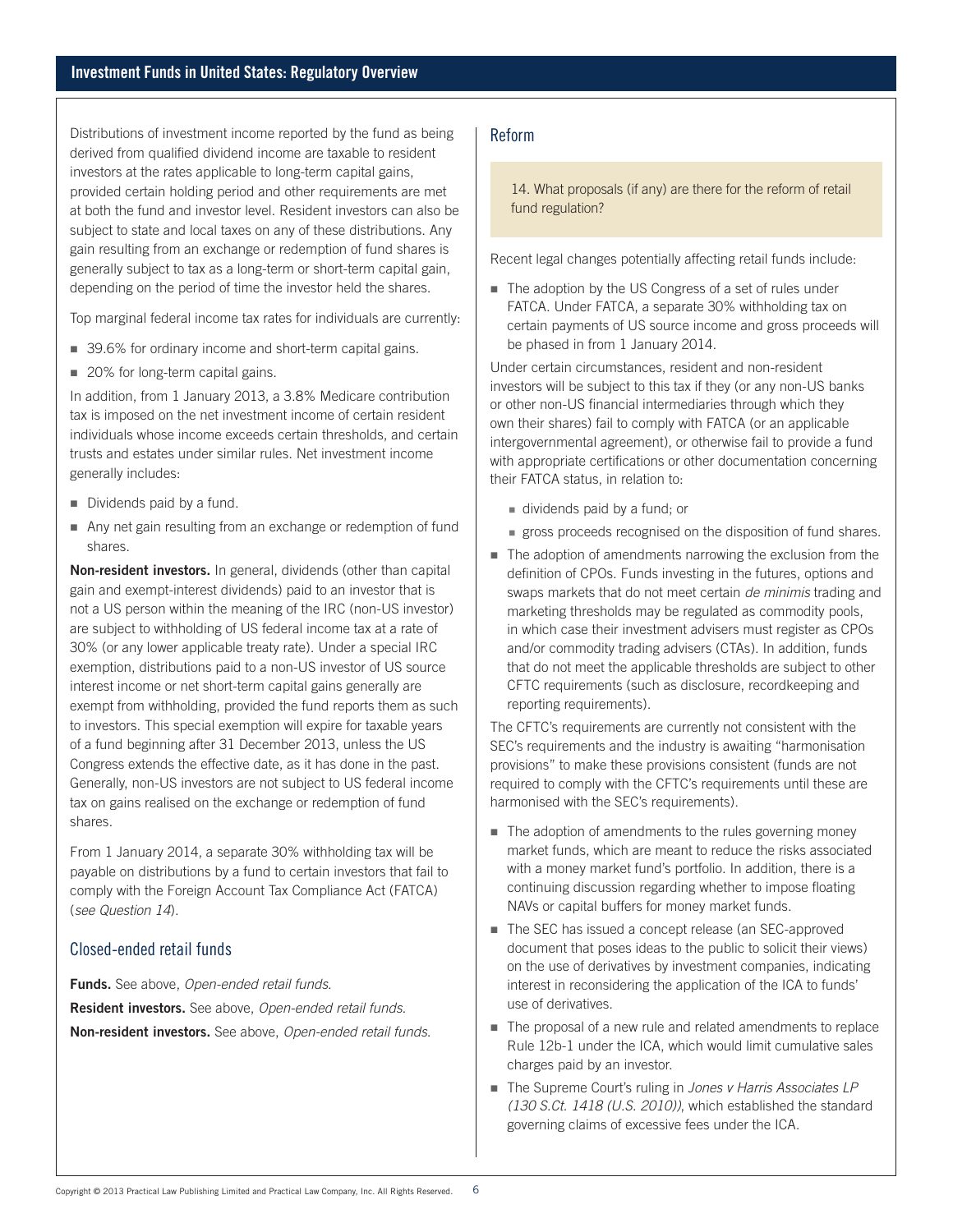Distributions of investment income reported by the fund as being derived from qualified dividend income are taxable to resident investors at the rates applicable to long-term capital gains, provided certain holding period and other requirements are met at both the fund and investor level. Resident investors can also be subject to state and local taxes on any of these distributions. Any gain resulting from an exchange or redemption of fund shares is generally subject to tax as a long-term or short-term capital gain, depending on the period of time the investor held the shares.

Top marginal federal income tax rates for individuals are currently:

- 39.6% for ordinary income and short-term capital gains.
- 20% for long-term capital gains.

In addition, from 1 January 2013, a 3.8% Medicare contribution tax is imposed on the net investment income of certain resident individuals whose income exceeds certain thresholds, and certain trusts and estates under similar rules. Net investment income generally includes:

- Dividends paid by a fund.
- Any net gain resulting from an exchange or redemption of fund shares.

**Non-resident investors.** In general, dividends (other than capital gain and exempt-interest dividends) paid to an investor that is not a US person within the meaning of the IRC (non-US investor) are subject to withholding of US federal income tax at a rate of 30% (or any lower applicable treaty rate). Under a special IRC exemption, distributions paid to a non-US investor of US source interest income or net short-term capital gains generally are exempt from withholding, provided the fund reports them as such to investors. This special exemption will expire for taxable years of a fund beginning after 31 December 2013, unless the US Congress extends the effective date, as it has done in the past. Generally, non-US investors are not subject to US federal income tax on gains realised on the exchange or redemption of fund shares.

From 1 January 2014, a separate 30% withholding tax will be payable on distributions by a fund to certain investors that fail to comply with the Foreign Account Tax Compliance Act (FATCA) (*see Question 14*).

## Closed-ended retail funds

**Funds.** See above, *Open-ended retail funds.*

**Resident investors.** See above, *Open-ended retail funds.*

**Non-resident investors.** See above, *Open-ended retail funds.*

## Reform

14. What proposals (if any) are there for the reform of retail fund regulation?

Recent legal changes potentially affecting retail funds include:

- The adoption by the US Congress of a set of rules under FATCA. Under FATCA, a separate 30% withholding tax on certain payments of US source income and gross proceeds will be phased in from 1 January 2014.

Under certain circumstances, resident and non-resident investors will be subject to this tax if they (or any non-US banks or other non-US financial intermediaries through which they own their shares) fail to comply with FATCA (or an applicable intergovernmental agreement), or otherwise fail to provide a fund with appropriate certifications or other documentation concerning their FATCA status, in relation to:

  - dividends paid by a fund; or
  - gross proceeds recognised on the disposition of fund shares.

- The adoption of amendments narrowing the exclusion from the definition of CPOs. Funds investing in the futures, options and swaps markets that do not meet certain *de minimis* trading and marketing thresholds may be regulated as commodity pools, in which case their investment advisers must register as CPOs and/or commodity trading advisers (CTAs). In addition, funds that do not meet the applicable thresholds are subject to other CFTC requirements (such as disclosure, recordkeeping and reporting requirements).

The CFTC's requirements are currently not consistent with the SEC's requirements and the industry is awaiting "harmonisation provisions" to make these provisions consistent (funds are not required to comply with the CFTC's requirements until these are harmonised with the SEC's requirements).

- The adoption of amendments to the rules governing money market funds, which are meant to reduce the risks associated with a money market fund's portfolio. In addition, there is a continuing discussion regarding whether to impose floating NAVs or capital buffers for money market funds.
- The SEC has issued a concept release (an SEC-approved document that poses ideas to the public to solicit their views) on the use of derivatives by investment companies, indicating interest in reconsidering the application of the ICA to funds' use of derivatives.
- The proposal of a new rule and related amendments to replace Rule 12b-1 under the ICA, which would limit cumulative sales charges paid by an investor.
- The Supreme Court's ruling in *Jones v Harris Associates LP (130 S.Ct. 1418 (U.S. 2010))*, which established the standard governing claims of excessive fees under the ICA.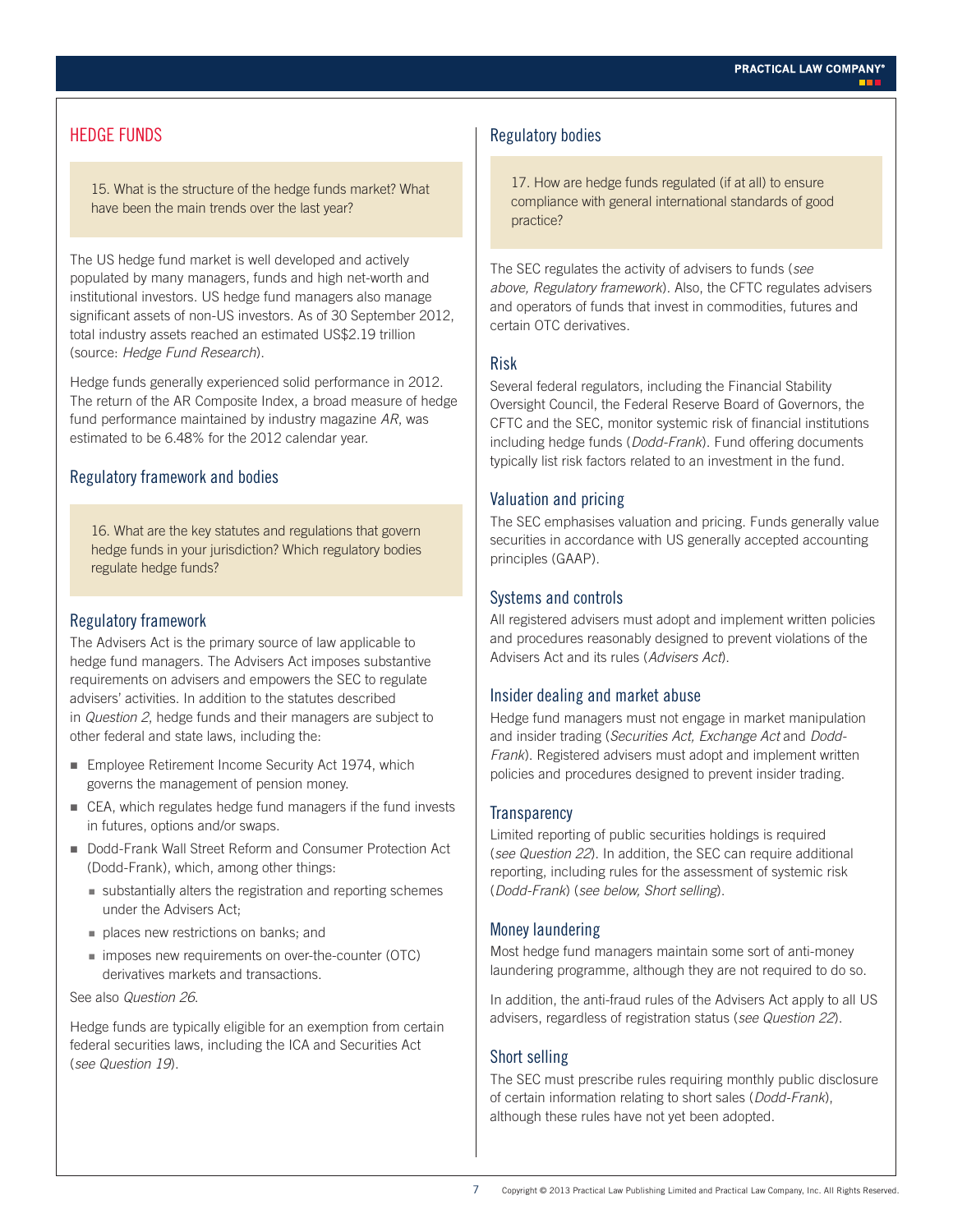## HEDGE FUNDS

> 15. What is the structure of the hedge funds market? What have been the main trends over the last year?

The US hedge fund market is well developed and actively populated by many managers, funds and high net-worth and institutional investors. US hedge fund managers also manage significant assets of non-US investors. As of 30 September 2012, total industry assets reached an estimated US$2.19 trillion (source: *Hedge Fund Research*).

Hedge funds generally experienced solid performance in 2012. The return of the AR Composite Index, a broad measure of hedge fund performance maintained by industry magazine *AR*, was estimated to be 6.48% for the 2012 calendar year.

### Regulatory framework and bodies

> 16. What are the key statutes and regulations that govern hedge funds in your jurisdiction? Which regulatory bodies regulate hedge funds?

### Regulatory framework

The Advisers Act is the primary source of law applicable to hedge fund managers. The Advisers Act imposes substantive requirements on advisers and empowers the SEC to regulate advisers' activities. In addition to the statutes described in *Question 2*, hedge funds and their managers are subject to other federal and state laws, including the:

- Employee Retirement Income Security Act 1974, which governs the management of pension money.
- CEA, which regulates hedge fund managers if the fund invests in futures, options and/or swaps.
- Dodd-Frank Wall Street Reform and Consumer Protection Act (Dodd-Frank), which, among other things:
  - substantially alters the registration and reporting schemes under the Advisers Act;
  - places new restrictions on banks; and
  - imposes new requirements on over-the-counter (OTC) derivatives markets and transactions.

See also *Question 26*.

Hedge funds are typically eligible for an exemption from certain federal securities laws, including the ICA and Securities Act (*see Question 19*).

### Regulatory bodies

> 17. How are hedge funds regulated (if at all) to ensure compliance with general international standards of good practice?

The SEC regulates the activity of advisers to funds (*see above, Regulatory framework*). Also, the CFTC regulates advisers and operators of funds that invest in commodities, futures and certain OTC derivatives.

### Risk

Several federal regulators, including the Financial Stability Oversight Council, the Federal Reserve Board of Governors, the CFTC and the SEC, monitor systemic risk of financial institutions including hedge funds (*Dodd-Frank*). Fund offering documents typically list risk factors related to an investment in the fund.

### Valuation and pricing

The SEC emphasises valuation and pricing. Funds generally value securities in accordance with US generally accepted accounting principles (GAAP).

### Systems and controls

All registered advisers must adopt and implement written policies and procedures reasonably designed to prevent violations of the Advisers Act and its rules (*Advisers Act*).

### Insider dealing and market abuse

Hedge fund managers must not engage in market manipulation and insider trading (*Securities Act, Exchange Act* and *Dodd-Frank*). Registered advisers must adopt and implement written policies and procedures designed to prevent insider trading.

### Transparency

Limited reporting of public securities holdings is required (*see Question 22*). In addition, the SEC can require additional reporting, including rules for the assessment of systemic risk (*Dodd-Frank*) (*see below, Short selling*).

### Money laundering

Most hedge fund managers maintain some sort of anti-money laundering programme, although they are not required to do so.

In addition, the anti-fraud rules of the Advisers Act apply to all US advisers, regardless of registration status (*see Question 22*).

### Short selling

The SEC must prescribe rules requiring monthly public disclosure of certain information relating to short sales (*Dodd-Frank*), although these rules have not yet been adopted.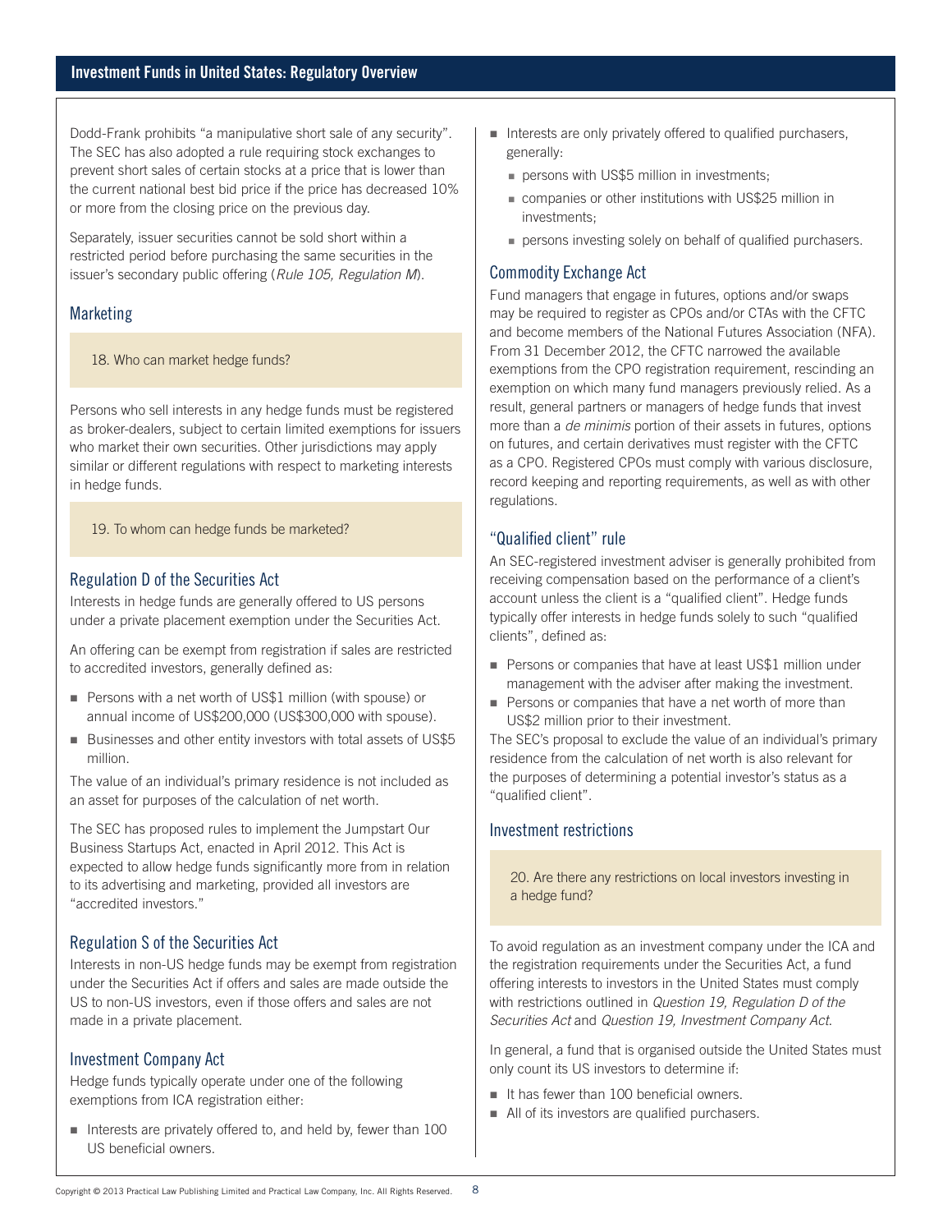Dodd-Frank prohibits "a manipulative short sale of any security". The SEC has also adopted a rule requiring stock exchanges to prevent short sales of certain stocks at a price that is lower than the current national best bid price if the price has decreased 10% or more from the closing price on the previous day.

Separately, issuer securities cannot be sold short within a restricted period before purchasing the same securities in the issuer's secondary public offering (*Rule 105, Regulation M*).

## Marketing

**18. Who can market hedge funds?**

Persons who sell interests in any hedge funds must be registered as broker-dealers, subject to certain limited exemptions for issuers who market their own securities. Other jurisdictions may apply similar or different regulations with respect to marketing interests in hedge funds.

**19. To whom can hedge funds be marketed?**

### Regulation D of the Securities Act

Interests in hedge funds are generally offered to US persons under a private placement exemption under the Securities Act.

An offering can be exempt from registration if sales are restricted to accredited investors, generally defined as:

- Persons with a net worth of US$1 million (with spouse) or annual income of US$200,000 (US$300,000 with spouse).
- Businesses and other entity investors with total assets of US$5 million.

The value of an individual's primary residence is not included as an asset for purposes of the calculation of net worth.

The SEC has proposed rules to implement the Jumpstart Our Business Startups Act, enacted in April 2012. This Act is expected to allow hedge funds significantly more from in relation to its advertising and marketing, provided all investors are "accredited investors."

### Regulation S of the Securities Act

Interests in non-US hedge funds may be exempt from registration under the Securities Act if offers and sales are made outside the US to non-US investors, even if those offers and sales are not made in a private placement.

### Investment Company Act

Hedge funds typically operate under one of the following exemptions from ICA registration either:

- Interests are privately offered to, and held by, fewer than 100 US beneficial owners.
- Interests are only privately offered to qualified purchasers, generally:
  - persons with US$5 million in investments;
  - companies or other institutions with US$25 million in investments;
  - persons investing solely on behalf of qualified purchasers.

### Commodity Exchange Act

Fund managers that engage in futures, options and/or swaps may be required to register as CPOs and/or CTAs with the CFTC and become members of the National Futures Association (NFA). From 31 December 2012, the CFTC narrowed the available exemptions from the CPO registration requirement, rescinding an exemption on which many fund managers previously relied. As a result, general partners or managers of hedge funds that invest more than a *de minimis* portion of their assets in futures, options on futures, and certain derivatives must register with the CFTC as a CPO. Registered CPOs must comply with various disclosure, record keeping and reporting requirements, as well as with other regulations.

### "Qualified client" rule

An SEC-registered investment adviser is generally prohibited from receiving compensation based on the performance of a client's account unless the client is a "qualified client". Hedge funds typically offer interests in hedge funds solely to such "qualified clients", defined as:

- Persons or companies that have at least US$1 million under management with the adviser after making the investment.
- Persons or companies that have a net worth of more than US$2 million prior to their investment.

The SEC's proposal to exclude the value of an individual's primary residence from the calculation of net worth is also relevant for the purposes of determining a potential investor's status as a "qualified client".

## Investment restrictions

**20. Are there any restrictions on local investors investing in a hedge fund?**

To avoid regulation as an investment company under the ICA and the registration requirements under the Securities Act, a fund offering interests to investors in the United States must comply with restrictions outlined in *Question 19, Regulation D of the Securities Act* and *Question 19, Investment Company Act*.

In general, a fund that is organised outside the United States must only count its US investors to determine if:

- It has fewer than 100 beneficial owners.
- All of its investors are qualified purchasers.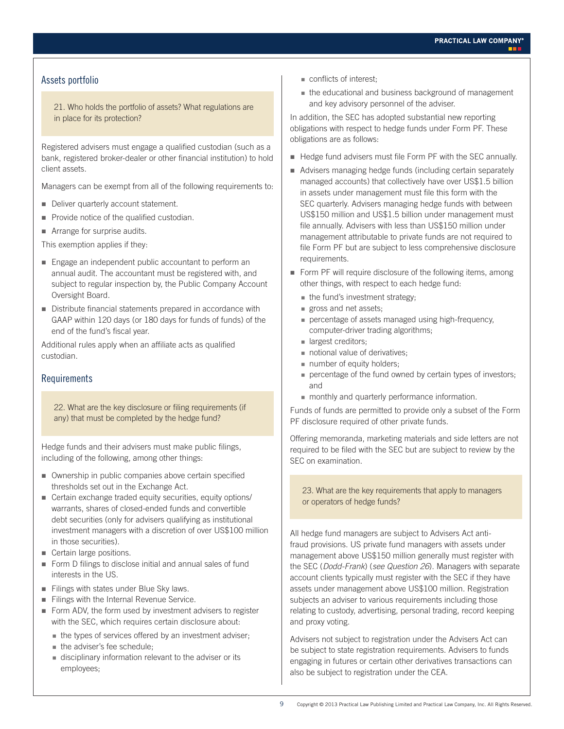## Assets portfolio

**21. Who holds the portfolio of assets? What regulations are in place for its protection?**

Registered advisers must engage a qualified custodian (such as a bank, registered broker-dealer or other financial institution) to hold client assets.

Managers can be exempt from all of the following requirements to:

- Deliver quarterly account statement.
- Provide notice of the qualified custodian.
- Arrange for surprise audits.

This exemption applies if they:

- Engage an independent public accountant to perform an annual audit. The accountant must be registered with, and subject to regular inspection by, the Public Company Account Oversight Board.
- Distribute financial statements prepared in accordance with GAAP within 120 days (or 180 days for funds of funds) of the end of the fund's fiscal year.

Additional rules apply when an affiliate acts as qualified custodian.

## Requirements

**22. What are the key disclosure or filing requirements (if any) that must be completed by the hedge fund?**

Hedge funds and their advisers must make public filings, including of the following, among other things:

- Ownership in public companies above certain specified thresholds set out in the Exchange Act.
- Certain exchange traded equity securities, equity options/warrants, shares of closed-ended funds and convertible debt securities (only for advisers qualifying as institutional investment managers with a discretion of over US$100 million in those securities).
- Certain large positions.
- Form D filings to disclose initial and annual sales of fund interests in the US.
- Filings with states under Blue Sky laws.
- Filings with the Internal Revenue Service.
- Form ADV, the form used by investment advisers to register with the SEC, which requires certain disclosure about:
  - the types of services offered by an investment adviser;
  - the adviser's fee schedule;
  - disciplinary information relevant to the adviser or its employees;
  - conflicts of interest;
  - the educational and business background of management and key advisory personnel of the adviser.

In addition, the SEC has adopted substantial new reporting obligations with respect to hedge funds under Form PF. These obligations are as follows:

- Hedge fund advisers must file Form PF with the SEC annually.
- Advisers managing hedge funds (including certain separately managed accounts) that collectively have over US$1.5 billion in assets under management must file this form with the SEC quarterly. Advisers managing hedge funds with between US$150 million and US$1.5 billion under management must file annually. Advisers with less than US$150 million under management attributable to private funds are not required to file Form PF but are subject to less comprehensive disclosure requirements.
- Form PF will require disclosure of the following items, among other things, with respect to each hedge fund:
  - the fund's investment strategy;
  - gross and net assets;
  - percentage of assets managed using high-frequency, computer-driver trading algorithms;
  - largest creditors;
  - notional value of derivatives;
  - number of equity holders;
  - percentage of the fund owned by certain types of investors; and
  - monthly and quarterly performance information.

Funds of funds are permitted to provide only a subset of the Form PF disclosure required of other private funds.

Offering memoranda, marketing materials and side letters are not required to be filed with the SEC but are subject to review by the SEC on examination.

**23. What are the key requirements that apply to managers or operators of hedge funds?**

All hedge fund managers are subject to Advisers Act anti-fraud provisions. US private fund managers with assets under management above US$150 million generally must register with the SEC (*Dodd-Frank*) (*see Question 26*). Managers with separate account clients typically must register with the SEC if they have assets under management above US$100 million. Registration subjects an adviser to various requirements including those relating to custody, advertising, personal trading, record keeping and proxy voting.

Advisers not subject to registration under the Advisers Act can be subject to state registration requirements. Advisers to funds engaging in futures or certain other derivatives transactions can also be subject to registration under the CEA.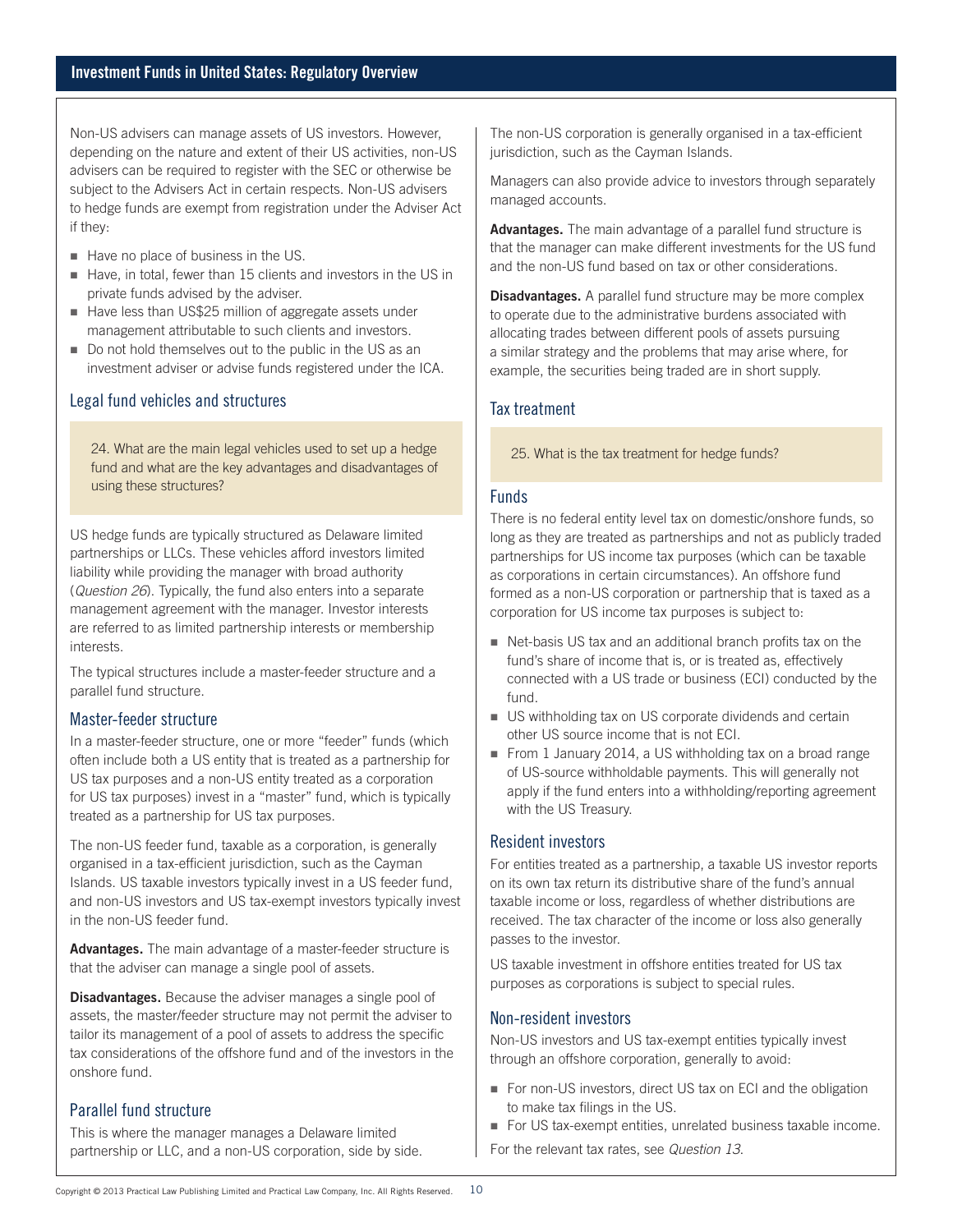Non-US advisers can manage assets of US investors. However, depending on the nature and extent of their US activities, non-US advisers can be required to register with the SEC or otherwise be subject to the Advisers Act in certain respects. Non-US advisers to hedge funds are exempt from registration under the Adviser Act if they:

- Have no place of business in the US.
- Have, in total, fewer than 15 clients and investors in the US in private funds advised by the adviser.
- Have less than US$25 million of aggregate assets under management attributable to such clients and investors.
- Do not hold themselves out to the public in the US as an investment adviser or advise funds registered under the ICA.

## Legal fund vehicles and structures

24. What are the main legal vehicles used to set up a hedge fund and what are the key advantages and disadvantages of using these structures?

US hedge funds are typically structured as Delaware limited partnerships or LLCs. These vehicles afford investors limited liability while providing the manager with broad authority (*Question 26*). Typically, the fund also enters into a separate management agreement with the manager. Investor interests are referred to as limited partnership interests or membership interests.

The typical structures include a master-feeder structure and a parallel fund structure.

### Master-feeder structure

In a master-feeder structure, one or more "feeder" funds (which often include both a US entity that is treated as a partnership for US tax purposes and a non-US entity treated as a corporation for US tax purposes) invest in a "master" fund, which is typically treated as a partnership for US tax purposes.

The non-US feeder fund, taxable as a corporation, is generally organised in a tax-efficient jurisdiction, such as the Cayman Islands. US taxable investors typically invest in a US feeder fund, and non-US investors and US tax-exempt investors typically invest in the non-US feeder fund.

**Advantages.** The main advantage of a master-feeder structure is that the adviser can manage a single pool of assets.

**Disadvantages.** Because the adviser manages a single pool of assets, the master/feeder structure may not permit the adviser to tailor its management of a pool of assets to address the specific tax considerations of the offshore fund and of the investors in the onshore fund.

### Parallel fund structure

This is where the manager manages a Delaware limited partnership or LLC, and a non-US corporation, side by side. The non-US corporation is generally organised in a tax-efficient jurisdiction, such as the Cayman Islands.

Managers can also provide advice to investors through separately managed accounts.

**Advantages.** The main advantage of a parallel fund structure is that the manager can make different investments for the US fund and the non-US fund based on tax or other considerations.

**Disadvantages.** A parallel fund structure may be more complex to operate due to the administrative burdens associated with allocating trades between different pools of assets pursuing a similar strategy and the problems that may arise where, for example, the securities being traded are in short supply.

## Tax treatment

25. What is the tax treatment for hedge funds?

### Funds

There is no federal entity level tax on domestic/onshore funds, so long as they are treated as partnerships and not as publicly traded partnerships for US income tax purposes (which can be taxable as corporations in certain circumstances). An offshore fund formed as a non-US corporation or partnership that is taxed as a corporation for US income tax purposes is subject to:

- Net-basis US tax and an additional branch profits tax on the fund's share of income that is, or is treated as, effectively connected with a US trade or business (ECI) conducted by the fund.
- US withholding tax on US corporate dividends and certain other US source income that is not ECI.
- From 1 January 2014, a US withholding tax on a broad range of US-source withholdable payments. This will generally not apply if the fund enters into a withholding/reporting agreement with the US Treasury.

### Resident investors

For entities treated as a partnership, a taxable US investor reports on its own tax return its distributive share of the fund's annual taxable income or loss, regardless of whether distributions are received. The tax character of the income or loss also generally passes to the investor.

US taxable investment in offshore entities treated for US tax purposes as corporations is subject to special rules.

### Non-resident investors

Non-US investors and US tax-exempt entities typically invest through an offshore corporation, generally to avoid:

- For non-US investors, direct US tax on ECI and the obligation to make tax filings in the US.
- For US tax-exempt entities, unrelated business taxable income.

For the relevant tax rates, see *Question 13*.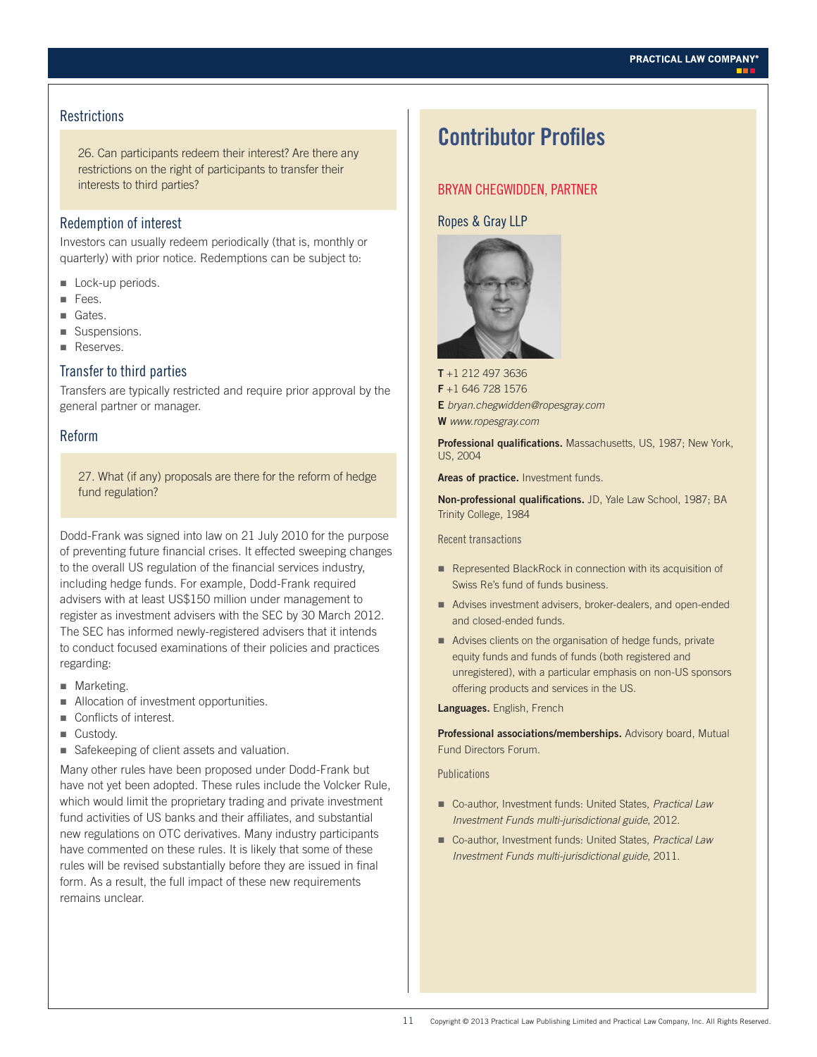## Restrictions

26. Can participants redeem their interest? Are there any restrictions on the right of participants to transfer their interests to third parties?

### Redemption of interest

Investors can usually redeem periodically (that is, monthly or quarterly) with prior notice. Redemptions can be subject to:

- Lock-up periods.
- Fees.
- Gates.
- Suspensions.
- Reserves.

### Transfer to third parties

Transfers are typically restricted and require prior approval by the general partner or manager.

## Reform

27. What (if any) proposals are there for the reform of hedge fund regulation?

Dodd-Frank was signed into law on 21 July 2010 for the purpose of preventing future financial crises. It effected sweeping changes to the overall US regulation of the financial services industry, including hedge funds. For example, Dodd-Frank required advisers with at least US$150 million under management to register as investment advisers with the SEC by 30 March 2012. The SEC has informed newly-registered advisers that it intends to conduct focused examinations of their policies and practices regarding:

- Marketing.
- Allocation of investment opportunities.
- Conflicts of interest.
- Custody.
- Safekeeping of client assets and valuation.

Many other rules have been proposed under Dodd-Frank but have not yet been adopted. These rules include the Volcker Rule, which would limit the proprietary trading and private investment fund activities of US banks and their affiliates, and substantial new regulations on OTC derivatives. Many industry participants have commented on these rules. It is likely that some of these rules will be revised substantially before they are issued in final form. As a result, the full impact of these new requirements remains unclear.

# Contributor Profiles

## BRYAN CHEGWIDDEN, PARTNER

### Ropes & Gray LLP

**T** +1 212 497 3636
**F** +1 646 728 1576
**E** *bryan.chegwidden@ropesgray.com*
**W** *www.ropesgray.com*

**Professional qualifications.** Massachusetts, US, 1987; New York, US, 2004

**Areas of practice.** Investment funds.

**Non-professional qualifications.** JD, Yale Law School, 1987; BA Trinity College, 1984

### Recent transactions

- Represented BlackRock in connection with its acquisition of Swiss Re's fund of funds business.
- Advises investment advisers, broker-dealers, and open-ended and closed-ended funds.
- Advises clients on the organisation of hedge funds, private equity funds and funds of funds (both registered and unregistered), with a particular emphasis on non-US sponsors offering products and services in the US.

**Languages.** English, French

**Professional associations/memberships.** Advisory board, Mutual Fund Directors Forum.

### Publications

- Co-author, Investment funds: United States, *Practical Law Investment Funds multi-jurisdictional guide*, 2012.
- Co-author, Investment funds: United States, *Practical Law Investment Funds multi-jurisdictional guide*, 2011.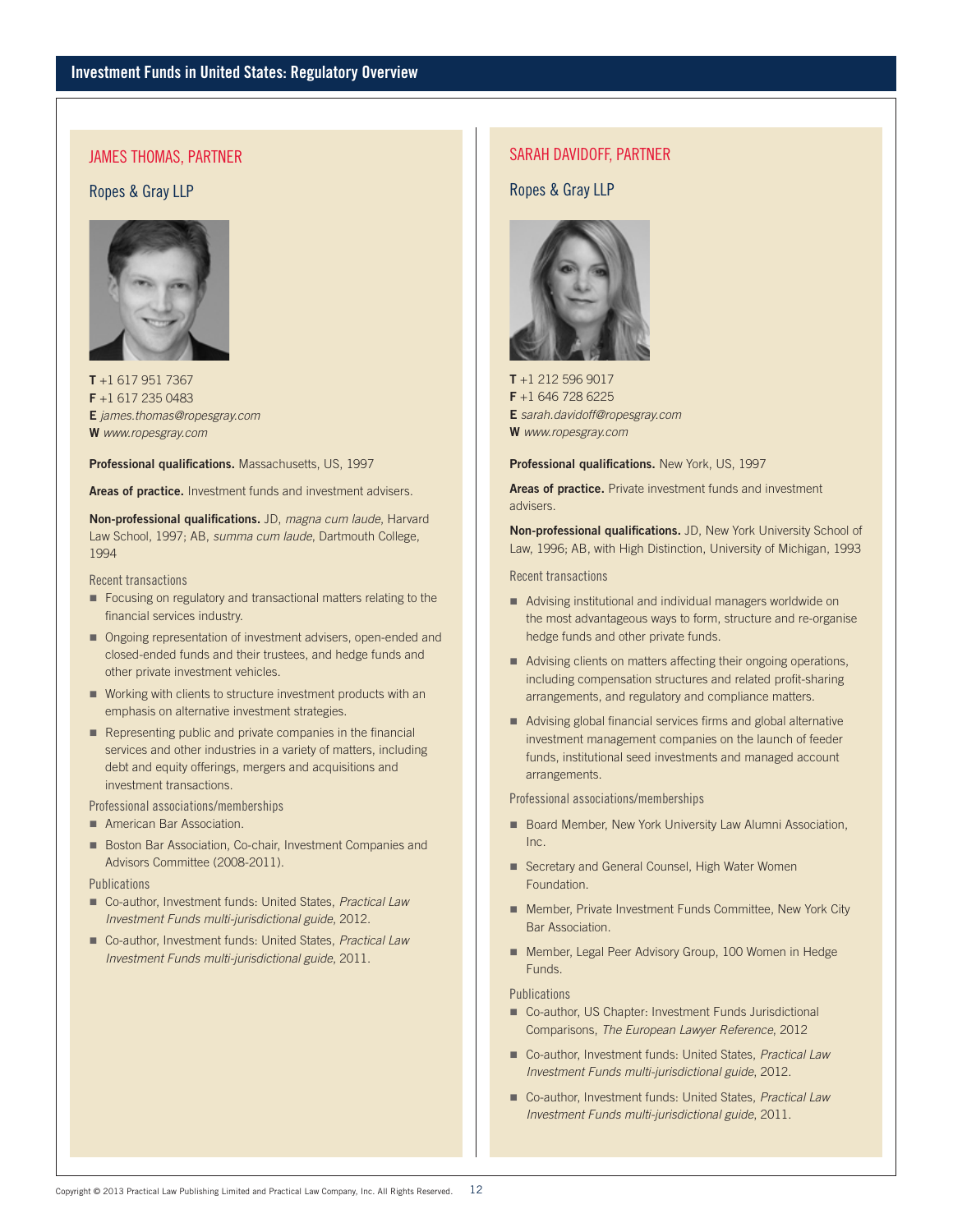## JAMES THOMAS, PARTNER

### Ropes & Gray LLP

**T** +1 617 951 7367
**F** +1 617 235 0483
**E** *james.thomas@ropesgray.com*
**W** *www.ropesgray.com*

**Professional qualifications.** Massachusetts, US, 1997

**Areas of practice.** Investment funds and investment advisers.

**Non-professional qualifications.** JD, *magna cum laude*, Harvard Law School, 1997; AB, *summa cum laude*, Dartmouth College, 1994

#### Recent transactions

- Focusing on regulatory and transactional matters relating to the financial services industry.
- Ongoing representation of investment advisers, open-ended and closed-ended funds and their trustees, and hedge funds and other private investment vehicles.
- Working with clients to structure investment products with an emphasis on alternative investment strategies.
- Representing public and private companies in the financial services and other industries in a variety of matters, including debt and equity offerings, mergers and acquisitions and investment transactions.

#### Professional associations/memberships

- American Bar Association.
- Boston Bar Association, Co-chair, Investment Companies and Advisors Committee (2008-2011).

#### Publications

- Co-author, Investment funds: United States, *Practical Law Investment Funds multi-jurisdictional guide*, 2012.
- Co-author, Investment funds: United States, *Practical Law Investment Funds multi-jurisdictional guide*, 2011.

## SARAH DAVIDOFF, PARTNER

### Ropes & Gray LLP

**T** +1 212 596 9017
**F** +1 646 728 6225
**E** *sarah.davidoff@ropesgray.com*
**W** *www.ropesgray.com*

**Professional qualifications.** New York, US, 1997

**Areas of practice.** Private investment funds and investment advisers.

**Non-professional qualifications.** JD, New York University School of Law, 1996; AB, with High Distinction, University of Michigan, 1993

#### Recent transactions

- Advising institutional and individual managers worldwide on the most advantageous ways to form, structure and re-organise hedge funds and other private funds.
- Advising clients on matters affecting their ongoing operations, including compensation structures and related profit-sharing arrangements, and regulatory and compliance matters.
- Advising global financial services firms and global alternative investment management companies on the launch of feeder funds, institutional seed investments and managed account arrangements.

#### Professional associations/memberships

- Board Member, New York University Law Alumni Association, Inc.
- Secretary and General Counsel, High Water Women Foundation.
- Member, Private Investment Funds Committee, New York City Bar Association.
- Member, Legal Peer Advisory Group, 100 Women in Hedge Funds.

#### Publications

- Co-author, US Chapter: Investment Funds Jurisdictional Comparisons, *The European Lawyer Reference*, 2012
- Co-author, Investment funds: United States, *Practical Law Investment Funds multi-jurisdictional guide*, 2012.
- Co-author, Investment funds: United States, *Practical Law Investment Funds multi-jurisdictional guide*, 2011.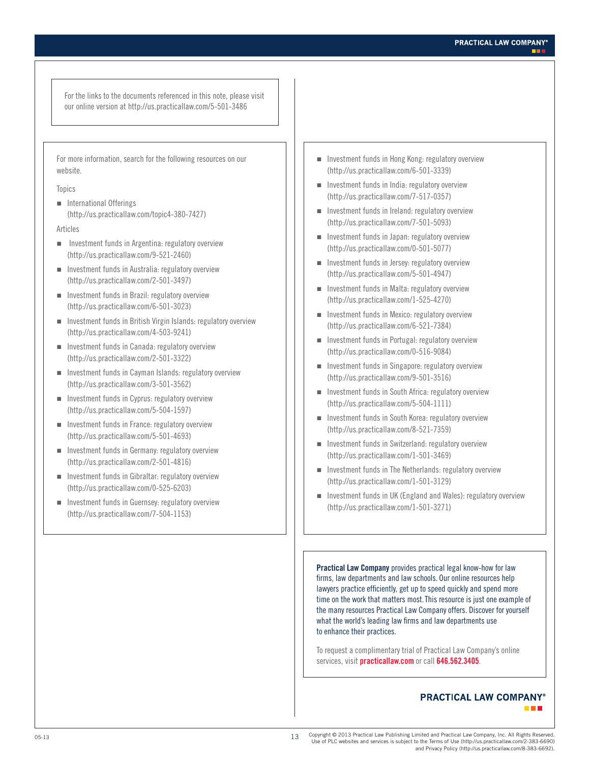For the links to the documents referenced in this note, please visit our online version at http://us.practicallaw.com/5-501-3486

For more information, search for the following resources on our website.

Topics

- International Offerings (http://us.practicallaw.com/topic4-380-7427)

Articles

- Investment funds in Argentina: regulatory overview (http://us.practicallaw.com/9-521-2460)
- Investment funds in Australia: regulatory overview (http://us.practicallaw.com/2-501-3497)
- Investment funds in Brazil: regulatory overview (http://us.practicallaw.com/6-501-3023)
- Investment funds in British Virgin Islands: regulatory overview (http://us.practicallaw.com/4-503-9241)
- Investment funds in Canada: regulatory overview (http://us.practicallaw.com/2-501-3322)
- Investment funds in Cayman Islands: regulatory overview (http://us.practicallaw.com/3-501-3562)
- Investment funds in Cyprus: regulatory overview (http://us.practicallaw.com/5-504-1597)
- Investment funds in France: regulatory overview (http://us.practicallaw.com/5-501-4693)
- Investment funds in Germany: regulatory overview (http://us.practicallaw.com/2-501-4816)
- Investment funds in Gibraltar: regulatory overview (http://us.practicallaw.com/0-525-6203)
- Investment funds in Guernsey: regulatory overview (http://us.practicallaw.com/7-504-1153)
- Investment funds in Hong Kong: regulatory overview (http://us.practicallaw.com/6-501-3339)
- Investment funds in India: regulatory overview (http://us.practicallaw.com/7-517-0357)
- Investment funds in Ireland: regulatory overview (http://us.practicallaw.com/7-501-5093)
- Investment funds in Japan: regulatory overview (http://us.practicallaw.com/0-501-5077)
- Investment funds in Jersey: regulatory overview (http://us.practicallaw.com/5-501-4947)
- Investment funds in Malta: regulatory overview (http://us.practicallaw.com/1-525-4270)
- Investment funds in Mexico: regulatory overview (http://us.practicallaw.com/6-521-7384)
- Investment funds in Portugal: regulatory overview (http://us.practicallaw.com/0-516-9084)
- Investment funds in Singapore: regulatory overview (http://us.practicallaw.com/9-501-3516)
- Investment funds in South Africa: regulatory overview (http://us.practicallaw.com/5-504-1111)
- Investment funds in South Korea: regulatory overview (http://us.practicallaw.com/8-521-7359)
- Investment funds in Switzerland: regulatory overview (http://us.practicallaw.com/1-501-3469)
- Investment funds in The Netherlands: regulatory overview (http://us.practicallaw.com/1-501-3129)
- Investment funds in UK (England and Wales): regulatory overview (http://us.practicallaw.com/1-501-3271)

**Practical Law Company** provides practical legal know-how for law firms, law departments and law schools. Our online resources help lawyers practice efficiently, get up to speed quickly and spend more time on the work that matters most. This resource is just one example of the many resources Practical Law Company offers. Discover for yourself what the world's leading law firms and law departments use to enhance their practices.

To request a complimentary trial of Practical Law Company's online services, visit **practicallaw.com** or call **646.562.3405**.

**PRACTICAL LAW COMPANY®**

Copyright © 2013 Practical Law Publishing Limited and Practical Law Company, Inc. All Rights Reserved. Use of PLC websites and services is subject to the Terms of Use (http://us.practicallaw.com/2-383-6690) and Privacy Policy (http://us.practicallaw.com/8-383-6692).